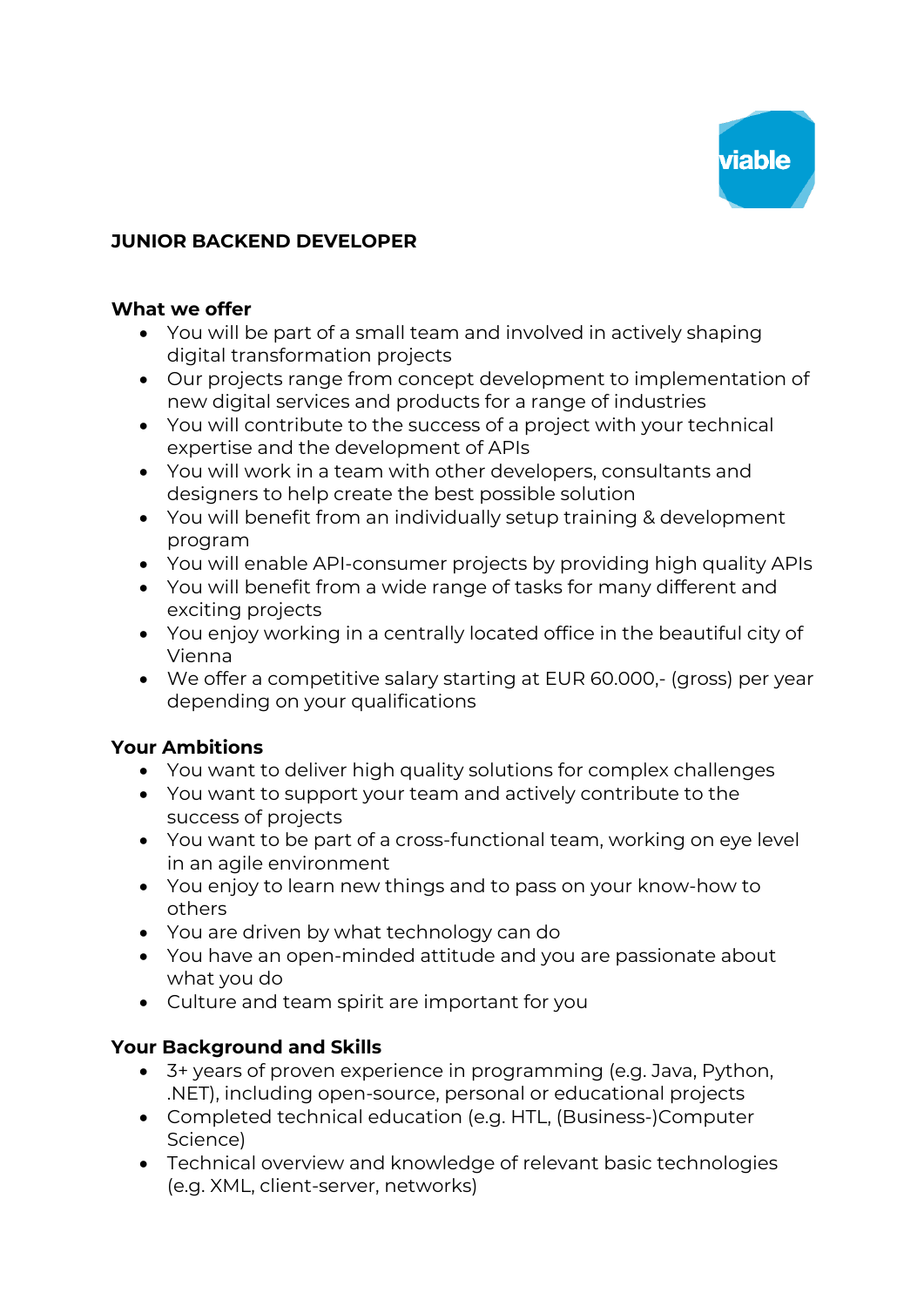viable

# JUNIOR BACKEND DEVELOPER

## What we offer

- You will be part of a small team and involved in actively shaping digital transformation projects
- Our projects range from concept development to implementation of new digital services and products for a range of industries
- You will contribute to the success of a project with your technical expertise and the development of APIs
- You will work in a team with other developers, consultants and designers to help create the best possible solution
- You will benefit from an individually setup training & development program
- You will enable API-consumer projects by providing high quality APIs
- You will benefit from a wide range of tasks for many different and exciting projects
- You enjoy working in a centrally located office in the beautiful city of Vienna
- We offer a competitive salary starting at EUR 60.000,- (gross) per year depending on your qualifications

## Your Ambitions

- You want to deliver high quality solutions for complex challenges
- You want to support your team and actively contribute to the success of projects
- You want to be part of a cross-functional team, working on eye level in an agile environment
- You enjoy to learn new things and to pass on your know-how to others
- You are driven by what technology can do
- You have an open-minded attitude and you are passionate about what you do
- Culture and team spirit are important for you

## Your Background and Skills

- 3+ years of proven experience in programming (e.g. Java, Python, .NET), including open-source, personal or educational projects
- Completed technical education (e.g. HTL, (Business-)Computer Science)
- Technical overview and knowledge of relevant basic technologies (e.g. XML, client-server, networks)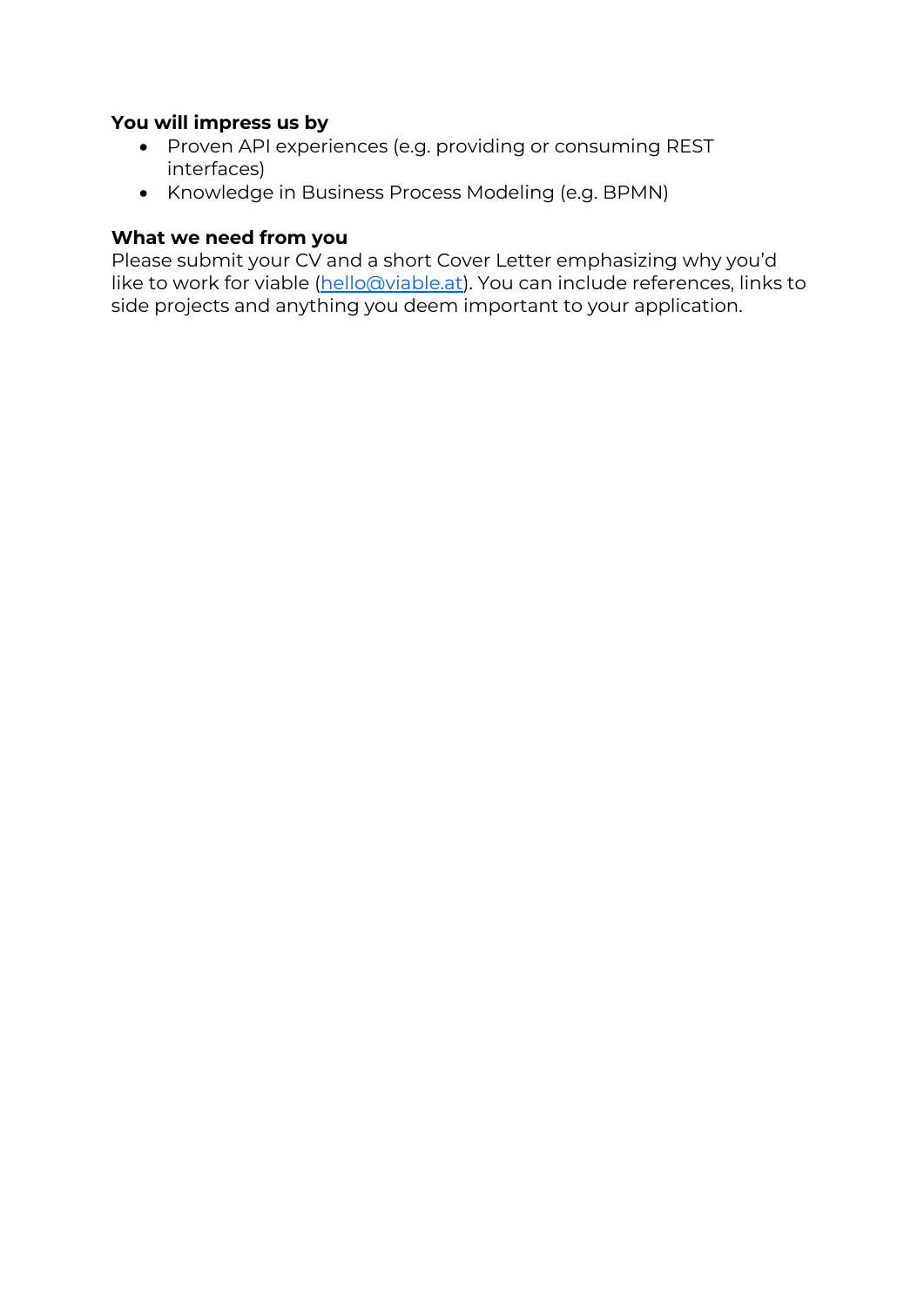**You will impress us by**

- Proven API experiences (e.g. providing or consuming REST interfaces)
- Knowledge in Business Process Modeling (e.g. BPMN)

**What we need from you**

Please submit your CV and a short Cover Letter emphasizing why you'd like to work for viable (hello@viable.at). You can include references, links to side projects and anything you deem important to your application.